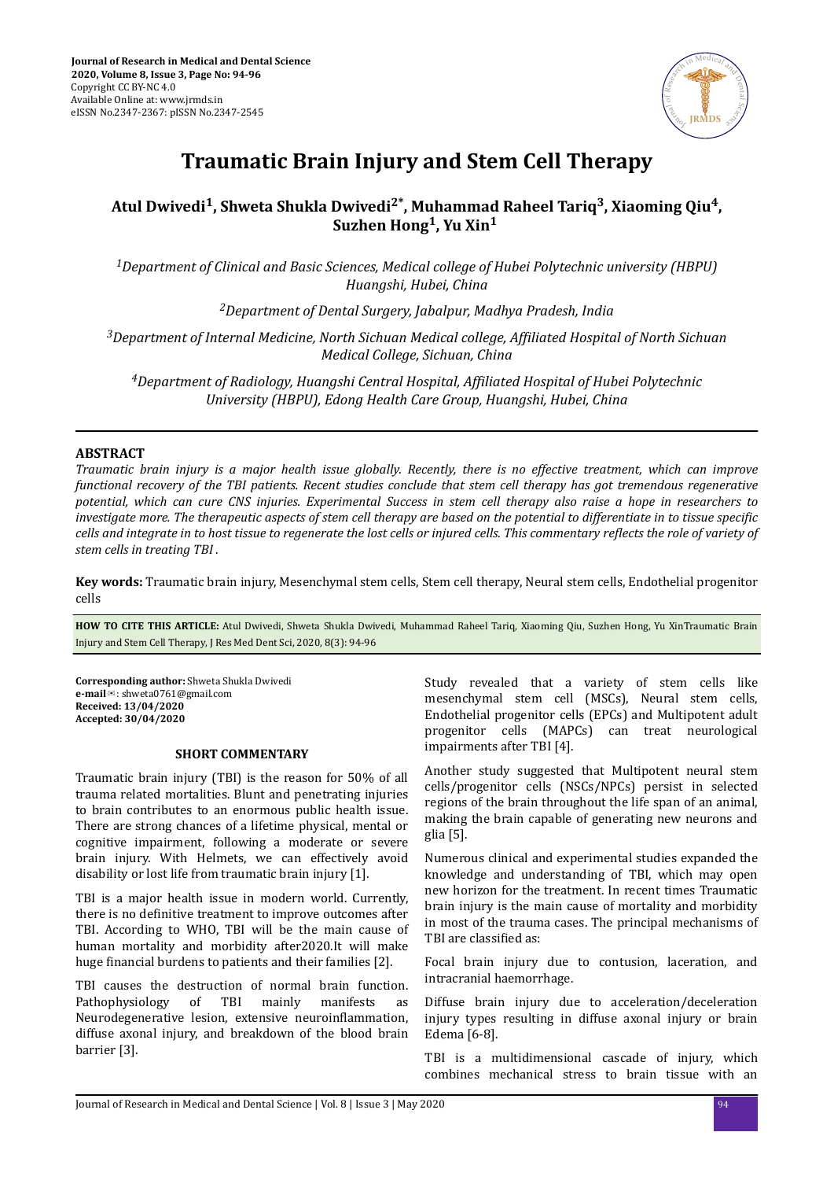# Traumatic Brain Injury and Stem Cell Therapy

**Atul Dwivedi[1], Shweta Shukla Dwivedi[2*], Muhammad Raheel Tariq[3], Xiaoming Qiu[4], Suzhen Hong[1], Yu Xin[1]**

*[1]Department of Clinical and Basic Sciences, Medical college of Hubei Polytechnic university (HBPU) Huangshi, Hubei, China*

*[2]Department of Dental Surgery, Jabalpur, Madhya Pradesh, India*

*[3]Department of Internal Medicine, North Sichuan Medical college, Affiliated Hospital of North Sichuan Medical College, Sichuan, China*

*[4]Department of Radiology, Huangshi Central Hospital, Affiliated Hospital of Hubei Polytechnic University (HBPU), Edong Health Care Group, Huangshi, Hubei, China*

## ABSTRACT

*Traumatic brain injury is a major health issue globally. Recently, there is no effective treatment, which can improve functional recovery of the TBI patients. Recent studies conclude that stem cell therapy has got tremendous regenerative potential, which can cure CNS injuries. Experimental Success in stem cell therapy also raise a hope in researchers to investigate more. The therapeutic aspects of stem cell therapy are based on the potential to differentiate in to tissue specific cells and integrate in to host tissue to regenerate the lost cells or injured cells. This commentary reflects the role of variety of stem cells in treating TBI .*

**Key words:** Traumatic brain injury, Mesenchymal stem cells, Stem cell therapy, Neural stem cells, Endothelial progenitor cells

**HOW TO CITE THIS ARTICLE:** Atul Dwivedi, Shweta Shukla Dwivedi, Muhammad Raheel Tariq, Xiaoming Qiu, Suzhen Hong, Yu XinTraumatic Brain Injury and Stem Cell Therapy, J Res Med Dent Sci, 2020, 8(3): 94-96

**Corresponding author:** Shweta Shukla Dwivedi
**e-mail**: shweta0761@gmail.com
**Received: 13/04/2020**
**Accepted: 30/04/2020**

## SHORT COMMENTARY

Traumatic brain injury (TBI) is the reason for 50% of all trauma related mortalities. Blunt and penetrating injuries to brain contributes to an enormous public health issue. There are strong chances of a lifetime physical, mental or cognitive impairment, following a moderate or severe brain injury. With Helmets, we can effectively avoid disability or lost life from traumatic brain injury [1].

TBI is a major health issue in modern world. Currently, there is no definitive treatment to improve outcomes after TBI. According to WHO, TBI will be the main cause of human mortality and morbidity after2020.It will make huge financial burdens to patients and their families [2].

TBI causes the destruction of normal brain function. Pathophysiology of TBI mainly manifests as Neurodegenerative lesion, extensive neuroinflammation, diffuse axonal injury, and breakdown of the blood brain barrier [3].

Study revealed that a variety of stem cells like mesenchymal stem cell (MSCs), Neural stem cells, Endothelial progenitor cells (EPCs) and Multipotent adult progenitor cells (MAPCs) can treat neurological impairments after TBI [4].

Another study suggested that Multipotent neural stem cells/progenitor cells (NSCs/NPCs) persist in selected regions of the brain throughout the life span of an animal, making the brain capable of generating new neurons and glia [5].

Numerous clinical and experimental studies expanded the knowledge and understanding of TBI, which may open new horizon for the treatment. In recent times Traumatic brain injury is the main cause of mortality and morbidity in most of the trauma cases. The principal mechanisms of TBI are classified as:

Focal brain injury due to contusion, laceration, and intracranial haemorrhage.

Diffuse brain injury due to acceleration/deceleration injury types resulting in diffuse axonal injury or brain Edema [6-8].

TBI is a multidimensional cascade of injury, which combines mechanical stress to brain tissue with an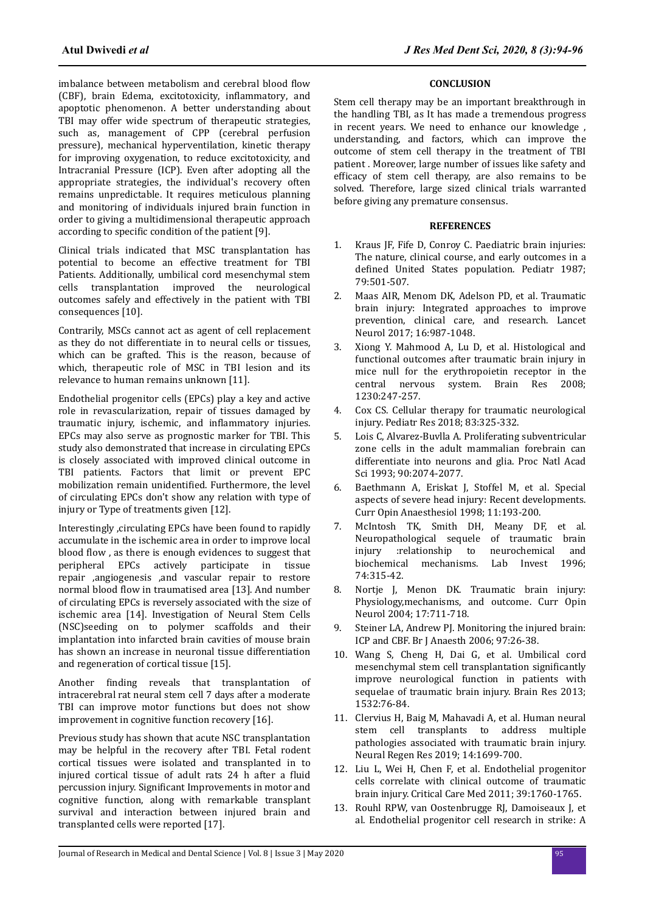imbalance between metabolism and cerebral blood flow (CBF), brain Edema, excitotoxicity, inflammatory, and apoptotic phenomenon. A better understanding about TBI may offer wide spectrum of therapeutic strategies, such as, management of CPP (cerebral perfusion pressure), mechanical hyperventilation, kinetic therapy for improving oxygenation, to reduce excitotoxicity, and Intracranial Pressure (ICP). Even after adopting all the appropriate strategies, the individual's recovery often remains unpredictable. It requires meticulous planning and monitoring of individuals injured brain function in order to giving a multidimensional therapeutic approach according to specific condition of the patient [9].

Clinical trials indicated that MSC transplantation has potential to become an effective treatment for TBI Patients. Additionally, umbilical cord mesenchymal stem cells transplantation improved the neurological outcomes safely and effectively in the patient with TBI consequences [10].

Contrarily, MSCs cannot act as agent of cell replacement as they do not differentiate in to neural cells or tissues, which can be grafted. This is the reason, because of which, therapeutic role of MSC in TBI lesion and its relevance to human remains unknown [11].

Endothelial progenitor cells (EPCs) play a key and active role in revascularization, repair of tissues damaged by traumatic injury, ischemic, and inflammatory injuries. EPCs may also serve as prognostic marker for TBI. This study also demonstrated that increase in circulating EPCs is closely associated with improved clinical outcome in TBI patients. Factors that limit or prevent EPC mobilization remain unidentified. Furthermore, the level of circulating EPCs don't show any relation with type of injury or Type of treatments given [12].

Interestingly ,circulating EPCs have been found to rapidly accumulate in the ischemic area in order to improve local blood flow , as there is enough evidences to suggest that peripheral EPCs actively participate in tissue repair ,angiogenesis ,and vascular repair to restore normal blood flow in traumatised area [13]. And number of circulating EPCs is reversely associated with the size of ischemic area [14]. Investigation of Neural Stem Cells (NSC)seeding on to polymer scaffolds and their implantation into infarcted brain cavities of mouse brain has shown an increase in neuronal tissue differentiation and regeneration of cortical tissue [15].

Another finding reveals that transplantation of intracerebral rat neural stem cell 7 days after a moderate TBI can improve motor functions but does not show improvement in cognitive function recovery [16].

Previous study has shown that acute NSC transplantation may be helpful in the recovery after TBI. Fetal rodent cortical tissues were isolated and transplanted in to injured cortical tissue of adult rats 24 h after a fluid percussion injury. Significant Improvements in motor and cognitive function, along with remarkable transplant survival and interaction between injured brain and transplanted cells were reported [17].

## CONCLUSION

Stem cell therapy may be an important breakthrough in the handling TBI, as It has made a tremendous progress in recent years. We need to enhance our knowledge , understanding, and factors, which can improve the outcome of stem cell therapy in the treatment of TBI patient . Moreover, large number of issues like safety and efficacy of stem cell therapy, are also remains to be solved. Therefore, large sized clinical trials warranted before giving any premature consensus.

## REFERENCES

1. Kraus JF, Fife D, Conroy C. Paediatric brain injuries: The nature, clinical course, and early outcomes in a defined United States population. Pediatr 1987; 79:501-507.
2. Maas AIR, Menom DK, Adelson PD, et al. Traumatic brain injury: Integrated approaches to improve prevention, clinical care, and research. Lancet Neurol 2017; 16:987-1048.
3. Xiong Y. Mahmood A, Lu D, et al. Histological and functional outcomes after traumatic brain injury in mice null for the erythropoietin receptor in the central nervous system. Brain Res 2008; 1230:247-257.
4. Cox CS. Cellular therapy for traumatic neurological injury. Pediatr Res 2018; 83:325-332.
5. Lois C, Alvarez-Buvlla A. Proliferating subventricular zone cells in the adult mammalian forebrain can differentiate into neurons and glia. Proc Natl Acad Sci 1993; 90:2074-2077.
6. Baethmann A, Eriskat J, Stoffel M, et al. Special aspects of severe head injury: Recent developments. Curr Opin Anaesthesiol 1998; 11:193-200.
7. McIntosh TK, Smith DH, Meany DF, et al. Neuropathological sequele of traumatic brain injury :relationship to neurochemical and biochemical mechanisms. Lab Invest 1996; 74:315-42.
8. Nortje J, Menon DK. Traumatic brain injury: Physiology,mechanisms, and outcome. Curr Opin Neurol 2004; 17:711-718.
9. Steiner LA, Andrew PJ. Monitoring the injured brain: ICP and CBF. Br J Anaesth 2006; 97:26-38.
10. Wang S, Cheng H, Dai G, et al. Umbilical cord mesenchymal stem cell transplantation significantly improve neurological function in patients with sequelae of traumatic brain injury. Brain Res 2013; 1532:76-84.
11. Clervius H, Baig M, Mahavadi A, et al. Human neural stem cell transplants to address multiple pathologies associated with traumatic brain injury. Neural Regen Res 2019; 14:1699-700.
12. Liu L, Wei H, Chen F, et al. Endothelial progenitor cells correlate with clinical outcome of traumatic brain injury. Critical Care Med 2011; 39:1760-1765.
13. Rouhl RPW, van Oostenbrugge RJ, Damoiseaux J, et al. Endothelial progenitor cell research in strike: A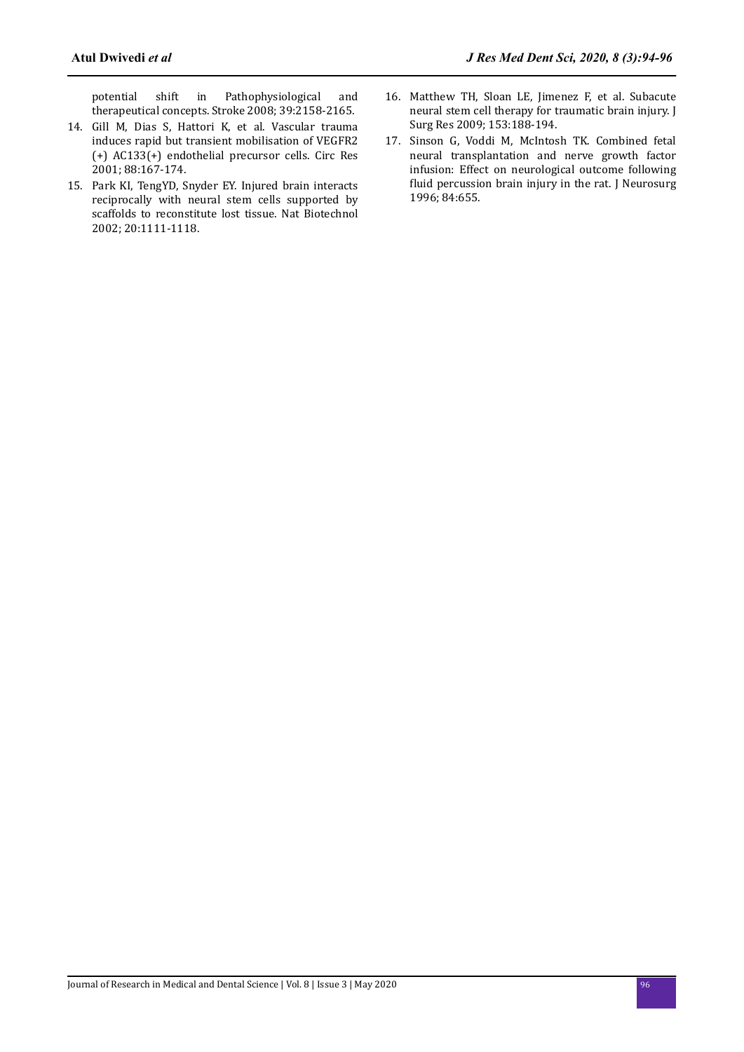potential shift in Pathophysiological and therapeutical concepts. Stroke 2008; 39:2158-2165.

14. Gill M, Dias S, Hattori K, et al. Vascular trauma induces rapid but transient mobilisation of VEGFR2 (+) AC133(+) endothelial precursor cells. Circ Res 2001; 88:167-174.
15. Park KI, TengYD, Snyder EY. Injured brain interacts reciprocally with neural stem cells supported by scaffolds to reconstitute lost tissue. Nat Biotechnol 2002; 20:1111-1118.
16. Matthew TH, Sloan LE, Jimenez F, et al. Subacute neural stem cell therapy for traumatic brain injury. J Surg Res 2009; 153:188-194.
17. Sinson G, Voddi M, McIntosh TK. Combined fetal neural transplantation and nerve growth factor infusion: Effect on neurological outcome following fluid percussion brain injury in the rat. J Neurosurg 1996; 84:655.